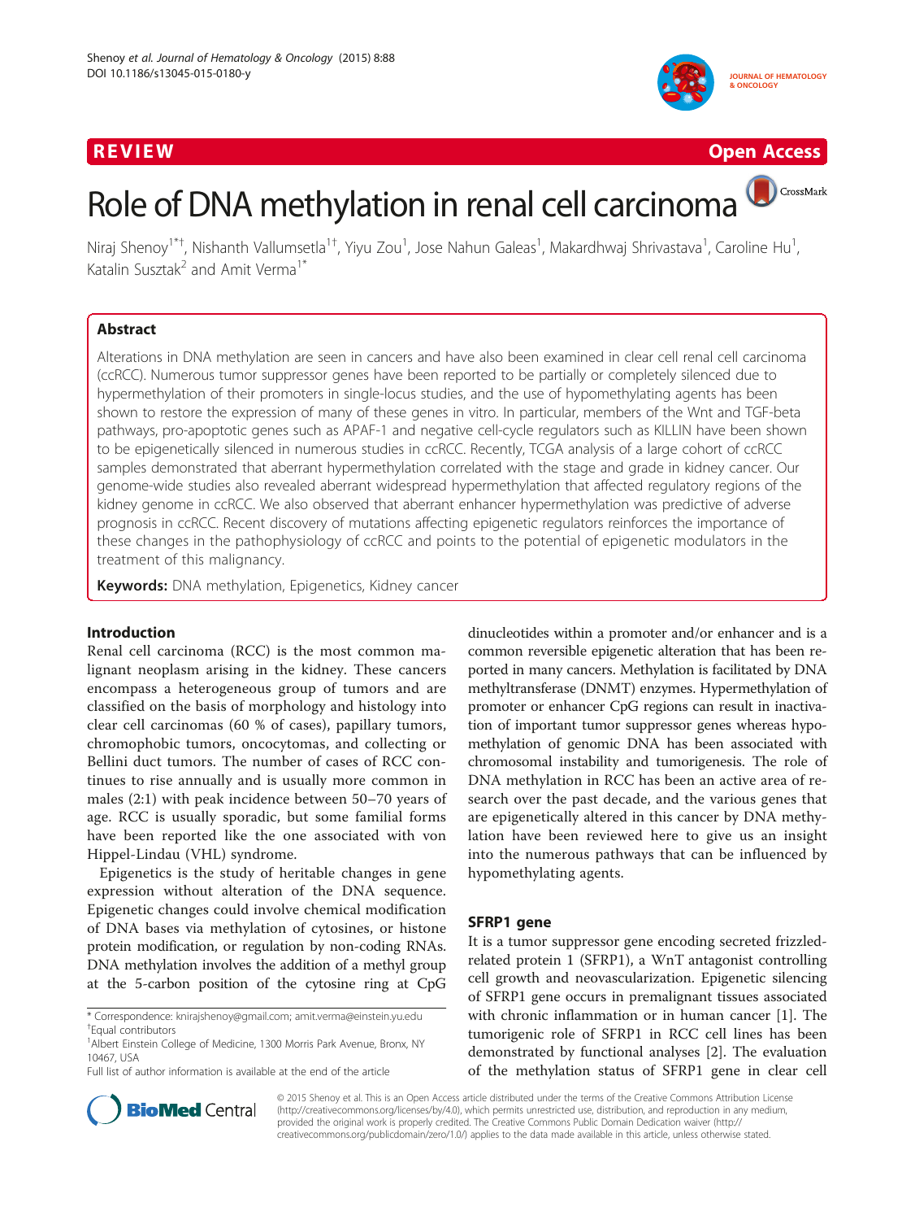REVIEW Open Access

# Role of DNA methylation in renal cell carcinoma

Niraj Shenoy[1*†], Nishanth Vallumsetla[1†], Yiyu Zou[1], Jose Nahun Galeas[1], Makardhwaj Shrivastava[1], Caroline Hu[1], Katalin Susztak[2] and Amit Verma[1*]

## Abstract

Alterations in DNA methylation are seen in cancers and have also been examined in clear cell renal cell carcinoma (ccRCC). Numerous tumor suppressor genes have been reported to be partially or completely silenced due to hypermethylation of their promoters in single-locus studies, and the use of hypomethylating agents has been shown to restore the expression of many of these genes in vitro. In particular, members of the Wnt and TGF-beta pathways, pro-apoptotic genes such as APAF-1 and negative cell-cycle regulators such as KILLIN have been shown to be epigenetically silenced in numerous studies in ccRCC. Recently, TCGA analysis of a large cohort of ccRCC samples demonstrated that aberrant hypermethylation correlated with the stage and grade in kidney cancer. Our genome-wide studies also revealed aberrant widespread hypermethylation that affected regulatory regions of the kidney genome in ccRCC. We also observed that aberrant enhancer hypermethylation was predictive of adverse prognosis in ccRCC. Recent discovery of mutations affecting epigenetic regulators reinforces the importance of these changes in the pathophysiology of ccRCC and points to the potential of epigenetic modulators in the treatment of this malignancy.

**Keywords:** DNA methylation, Epigenetics, Kidney cancer

## Introduction

Renal cell carcinoma (RCC) is the most common malignant neoplasm arising in the kidney. These cancers encompass a heterogeneous group of tumors and are classified on the basis of morphology and histology into clear cell carcinomas (60 % of cases), papillary tumors, chromophobic tumors, oncocytomas, and collecting or Bellini duct tumors. The number of cases of RCC continues to rise annually and is usually more common in males (2:1) with peak incidence between 50–70 years of age. RCC is usually sporadic, but some familial forms have been reported like the one associated with von Hippel-Lindau (VHL) syndrome.

Epigenetics is the study of heritable changes in gene expression without alteration of the DNA sequence. Epigenetic changes could involve chemical modification of DNA bases via methylation of cytosines, or histone protein modification, or regulation by non-coding RNAs. DNA methylation involves the addition of a methyl group at the 5-carbon position of the cytosine ring at CpG dinucleotides within a promoter and/or enhancer and is a common reversible epigenetic alteration that has been reported in many cancers. Methylation is facilitated by DNA methyltransferase (DNMT) enzymes. Hypermethylation of promoter or enhancer CpG regions can result in inactivation of important tumor suppressor genes whereas hypomethylation of genomic DNA has been associated with chromosomal instability and tumorigenesis. The role of DNA methylation in RCC has been an active area of research over the past decade, and the various genes that are epigenetically altered in this cancer by DNA methylation have been reviewed here to give us an insight into the numerous pathways that can be influenced by hypomethylating agents.

## SFRP1 gene

It is a tumor suppressor gene encoding secreted frizzled-related protein 1 (SFRP1), a WnT antagonist controlling cell growth and neovascularization. Epigenetic silencing of SFRP1 gene occurs in premalignant tissues associated with chronic inflammation or in human cancer [1]. The tumorigenic role of SFRP1 in RCC cell lines has been demonstrated by functional analyses [2]. The evaluation of the methylation status of SFRP1 gene in clear cell

* Correspondence: knirajshenoy@gmail.com; amit.verma@einstein.yu.edu
†Equal contributors
[1]Albert Einstein College of Medicine, 1300 Morris Park Avenue, Bronx, NY 10467, USA
Full list of author information is available at the end of the article

© 2015 Shenoy et al. This is an Open Access article distributed under the terms of the Creative Commons Attribution License (http://creativecommons.org/licenses/by/4.0), which permits unrestricted use, distribution, and reproduction in any medium, provided the original work is properly credited. The Creative Commons Public Domain Dedication waiver (http://creativecommons.org/publicdomain/zero/1.0/) applies to the data made available in this article, unless otherwise stated.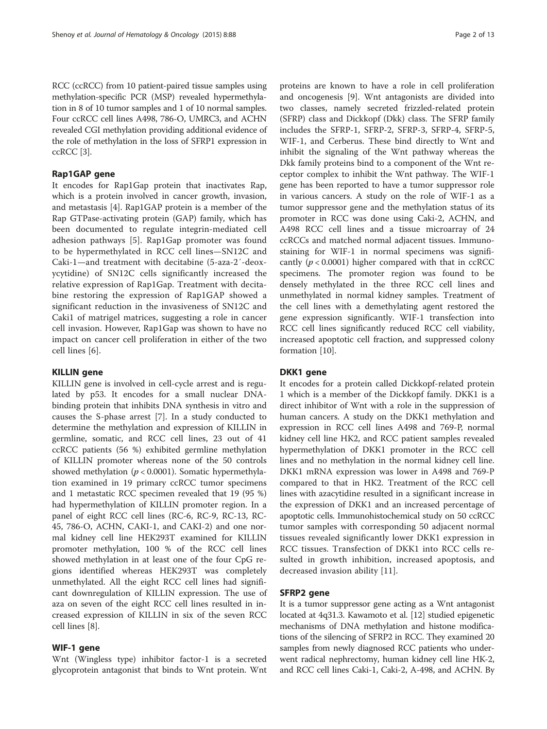RCC (ccRCC) from 10 patient-paired tissue samples using methylation-specific PCR (MSP) revealed hypermethylation in 8 of 10 tumor samples and 1 of 10 normal samples. Four ccRCC cell lines A498, 786-O, UMRC3, and ACHN revealed CGI methylation providing additional evidence of the role of methylation in the loss of SFRP1 expression in ccRCC [3].

### Rap1GAP gene

It encodes for Rap1Gap protein that inactivates Rap, which is a protein involved in cancer growth, invasion, and metastasis [4]. Rap1GAP protein is a member of the Rap GTPase-activating protein (GAP) family, which has been documented to regulate integrin-mediated cell adhesion pathways [5]. Rap1Gap promoter was found to be hypermethylated in RCC cell lines—SN12C and Caki-1—and treatment with decitabine (5-aza-2′-deoxycytidine) of SN12C cells significantly increased the relative expression of Rap1Gap. Treatment with decitabine restoring the expression of Rap1GAP showed a significant reduction in the invasiveness of SN12C and Caki1 of matrigel matrices, suggesting a role in cancer cell invasion. However, Rap1Gap was shown to have no impact on cancer cell proliferation in either of the two cell lines [6].

### KILLIN gene

KILLIN gene is involved in cell-cycle arrest and is regulated by p53. It encodes for a small nuclear DNA-binding protein that inhibits DNA synthesis in vitro and causes the S-phase arrest [7]. In a study conducted to determine the methylation and expression of KILLIN in germline, somatic, and RCC cell lines, 23 out of 41 ccRCC patients (56 %) exhibited germline methylation of KILLIN promoter whereas none of the 50 controls showed methylation ($p < 0.0001$). Somatic hypermethylation examined in 19 primary ccRCC tumor specimens and 1 metastatic RCC specimen revealed that 19 (95 %) had hypermethylation of KILLIN promoter region. In a panel of eight RCC cell lines (RC-6, RC-9, RC-13, RC-45, 786-O, ACHN, CAKI-1, and CAKI-2) and one normal kidney cell line HEK293T examined for KILLIN promoter methylation, 100 % of the RCC cell lines showed methylation in at least one of the four CpG regions identified whereas HEK293T was completely unmethylated. All the eight RCC cell lines had significant downregulation of KILLIN expression. The use of aza on seven of the eight RCC cell lines resulted in increased expression of KILLIN in six of the seven RCC cell lines [8].

### WIF-1 gene

Wnt (Wingless type) inhibitor factor-1 is a secreted glycoprotein antagonist that binds to Wnt protein. Wnt proteins are known to have a role in cell proliferation and oncogenesis [9]. Wnt antagonists are divided into two classes, namely secreted frizzled-related protein (SFRP) class and Dickkopf (Dkk) class. The SFRP family includes the SFRP-1, SFRP-2, SFRP-3, SFRP-4, SFRP-5, WIF-1, and Cerberus. These bind directly to Wnt and inhibit the signaling of the Wnt pathway whereas the Dkk family proteins bind to a component of the Wnt receptor complex to inhibit the Wnt pathway. The WIF-1 gene has been reported to have a tumor suppressor role in various cancers. A study on the role of WIF-1 as a tumor suppressor gene and the methylation status of its promoter in RCC was done using Caki-2, ACHN, and A498 RCC cell lines and a tissue microarray of 24 ccRCCs and matched normal adjacent tissues. Immunostaining for WIF-1 in normal specimens was significantly ($p < 0.0001$) higher compared with that in ccRCC specimens. The promoter region was found to be densely methylated in the three RCC cell lines and unmethylated in normal kidney samples. Treatment of the cell lines with a demethylating agent restored the gene expression significantly. WIF-1 transfection into RCC cell lines significantly reduced RCC cell viability, increased apoptotic cell fraction, and suppressed colony formation [10].

### DKK1 gene

It encodes for a protein called Dickkopf-related protein 1 which is a member of the Dickkopf family. DKK1 is a direct inhibitor of Wnt with a role in the suppression of human cancers. A study on the DKK1 methylation and expression in RCC cell lines A498 and 769-P, normal kidney cell line HK2, and RCC patient samples revealed hypermethylation of DKK1 promoter in the RCC cell lines and no methylation in the normal kidney cell line. DKK1 mRNA expression was lower in A498 and 769-P compared to that in HK2. Treatment of the RCC cell lines with azacytidine resulted in a significant increase in the expression of DKK1 and an increased percentage of apoptotic cells. Immunohistochemical study on 50 ccRCC tumor samples with corresponding 50 adjacent normal tissues revealed significantly lower DKK1 expression in RCC tissues. Transfection of DKK1 into RCC cells resulted in growth inhibition, increased apoptosis, and decreased invasion ability [11].

### SFRP2 gene

It is a tumor suppressor gene acting as a Wnt antagonist located at 4q31.3. Kawamoto et al. [12] studied epigenetic mechanisms of DNA methylation and histone modifications of the silencing of SFRP2 in RCC. They examined 20 samples from newly diagnosed RCC patients who underwent radical nephrectomy, human kidney cell line HK-2, and RCC cell lines Caki-1, Caki-2, A-498, and ACHN. By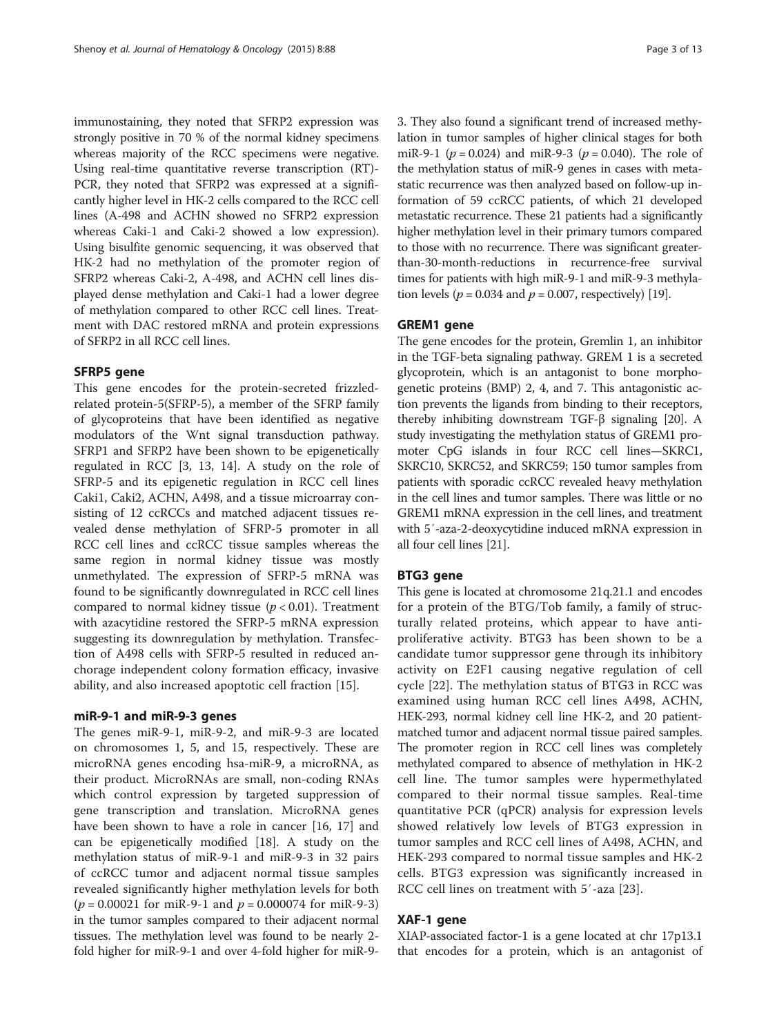immunostaining, they noted that SFRP2 expression was strongly positive in 70 % of the normal kidney specimens whereas majority of the RCC specimens were negative. Using real-time quantitative reverse transcription (RT)-PCR, they noted that SFRP2 was expressed at a significantly higher level in HK-2 cells compared to the RCC cell lines (A-498 and ACHN showed no SFRP2 expression whereas Caki-1 and Caki-2 showed a low expression). Using bisulfite genomic sequencing, it was observed that HK-2 had no methylation of the promoter region of SFRP2 whereas Caki-2, A-498, and ACHN cell lines displayed dense methylation and Caki-1 had a lower degree of methylation compared to other RCC cell lines. Treatment with DAC restored mRNA and protein expressions of SFRP2 in all RCC cell lines.

### SFRP5 gene

This gene encodes for the protein-secreted frizzled-related protein-5(SFRP-5), a member of the SFRP family of glycoproteins that have been identified as negative modulators of the Wnt signal transduction pathway. SFRP1 and SFRP2 have been shown to be epigenetically regulated in RCC [3, 13, 14]. A study on the role of SFRP-5 and its epigenetic regulation in RCC cell lines Caki1, Caki2, ACHN, A498, and a tissue microarray consisting of 12 ccRCCs and matched adjacent tissues revealed dense methylation of SFRP-5 promoter in all RCC cell lines and ccRCC tissue samples whereas the same region in normal kidney tissue was mostly unmethylated. The expression of SFRP-5 mRNA was found to be significantly downregulated in RCC cell lines compared to normal kidney tissue ($p < 0.01$). Treatment with azacytidine restored the SFRP-5 mRNA expression suggesting its downregulation by methylation. Transfection of A498 cells with SFRP-5 resulted in reduced anchorage independent colony formation efficacy, invasive ability, and also increased apoptotic cell fraction [15].

### miR-9-1 and miR-9-3 genes

The genes miR-9-1, miR-9-2, and miR-9-3 are located on chromosomes 1, 5, and 15, respectively. These are microRNA genes encoding hsa-miR-9, a microRNA, as their product. MicroRNAs are small, non-coding RNAs which control expression by targeted suppression of gene transcription and translation. MicroRNA genes have been shown to have a role in cancer [16, 17] and can be epigenetically modified [18]. A study on the methylation status of miR-9-1 and miR-9-3 in 32 pairs of ccRCC tumor and adjacent normal tissue samples revealed significantly higher methylation levels for both ($p = 0.00021$ for miR-9-1 and $p = 0.000074$ for miR-9-3) in the tumor samples compared to their adjacent normal tissues. The methylation level was found to be nearly 2-fold higher for miR-9-1 and over 4-fold higher for miR-9-3. They also found a significant trend of increased methylation in tumor samples of higher clinical stages for both miR-9-1 ($p = 0.024$) and miR-9-3 ($p = 0.040$). The role of the methylation status of miR-9 genes in cases with metastatic recurrence was then analyzed based on follow-up information of 59 ccRCC patients, of which 21 developed metastatic recurrence. These 21 patients had a significantly higher methylation level in their primary tumors compared to those with no recurrence. There was significant greater-than-30-month-reductions in recurrence-free survival times for patients with high miR-9-1 and miR-9-3 methylation levels ($p = 0.034$ and $p = 0.007$, respectively) [19].

### GREM1 gene

The gene encodes for the protein, Gremlin 1, an inhibitor in the TGF-beta signaling pathway. GREM 1 is a secreted glycoprotein, which is an antagonist to bone morphogenetic proteins (BMP) 2, 4, and 7. This antagonistic action prevents the ligands from binding to their receptors, thereby inhibiting downstream TGF-β signaling [20]. A study investigating the methylation status of GREM1 promoter CpG islands in four RCC cell lines—SKRC1, SKRC10, SKRC52, and SKRC59; 150 tumor samples from patients with sporadic ccRCC revealed heavy methylation in the cell lines and tumor samples. There was little or no GREM1 mRNA expression in the cell lines, and treatment with 5′-aza-2-deoxycytidine induced mRNA expression in all four cell lines [21].

### BTG3 gene

This gene is located at chromosome 21q.21.1 and encodes for a protein of the BTG/Tob family, a family of structurally related proteins, which appear to have antiproliferative activity. BTG3 has been shown to be a candidate tumor suppressor gene through its inhibitory activity on E2F1 causing negative regulation of cell cycle [22]. The methylation status of BTG3 in RCC was examined using human RCC cell lines A498, ACHN, HEK-293, normal kidney cell line HK-2, and 20 patient-matched tumor and adjacent normal tissue paired samples. The promoter region in RCC cell lines was completely methylated compared to absence of methylation in HK-2 cell line. The tumor samples were hypermethylated compared to their normal tissue samples. Real-time quantitative PCR (qPCR) analysis for expression levels showed relatively low levels of BTG3 expression in tumor samples and RCC cell lines of A498, ACHN, and HEK-293 compared to normal tissue samples and HK-2 cells. BTG3 expression was significantly increased in RCC cell lines on treatment with 5′-aza [23].

### XAF-1 gene

XIAP-associated factor-1 is a gene located at chr 17p13.1 that encodes for a protein, which is an antagonist of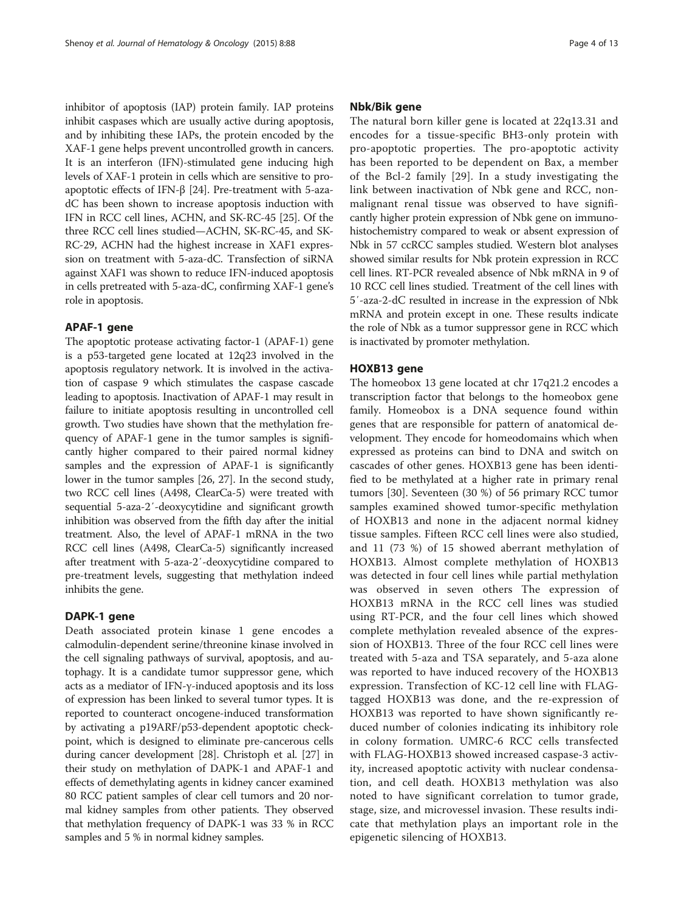inhibitor of apoptosis (IAP) protein family. IAP proteins inhibit caspases which are usually active during apoptosis, and by inhibiting these IAPs, the protein encoded by the XAF-1 gene helps prevent uncontrolled growth in cancers. It is an interferon (IFN)-stimulated gene inducing high levels of XAF-1 protein in cells which are sensitive to pro-apoptotic effects of IFN-β [24]. Pre-treatment with 5-aza-dC has been shown to increase apoptosis induction with IFN in RCC cell lines, ACHN, and SK-RC-45 [25]. Of the three RCC cell lines studied—ACHN, SK-RC-45, and SK-RC-29, ACHN had the highest increase in XAF1 expression on treatment with 5-aza-dC. Transfection of siRNA against XAF1 was shown to reduce IFN-induced apoptosis in cells pretreated with 5-aza-dC, confirming XAF-1 gene's role in apoptosis.

### APAF-1 gene

The apoptotic protease activating factor-1 (APAF-1) gene is a p53-targeted gene located at 12q23 involved in the apoptosis regulatory network. It is involved in the activation of caspase 9 which stimulates the caspase cascade leading to apoptosis. Inactivation of APAF-1 may result in failure to initiate apoptosis resulting in uncontrolled cell growth. Two studies have shown that the methylation frequency of APAF-1 gene in the tumor samples is significantly higher compared to their paired normal kidney samples and the expression of APAF-1 is significantly lower in the tumor samples [26, 27]. In the second study, two RCC cell lines (A498, ClearCa-5) were treated with sequential 5-aza-2′-deoxycytidine and significant growth inhibition was observed from the fifth day after the initial treatment. Also, the level of APAF-1 mRNA in the two RCC cell lines (A498, ClearCa-5) significantly increased after treatment with 5-aza-2′-deoxycytidine compared to pre-treatment levels, suggesting that methylation indeed inhibits the gene.

### DAPK-1 gene

Death associated protein kinase 1 gene encodes a calmodulin-dependent serine/threonine kinase involved in the cell signaling pathways of survival, apoptosis, and autophagy. It is a candidate tumor suppressor gene, which acts as a mediator of IFN-γ-induced apoptosis and its loss of expression has been linked to several tumor types. It is reported to counteract oncogene-induced transformation by activating a p19ARF/p53-dependent apoptotic checkpoint, which is designed to eliminate pre-cancerous cells during cancer development [28]. Christoph et al. [27] in their study on methylation of DAPK-1 and APAF-1 and effects of demethylating agents in kidney cancer examined 80 RCC patient samples of clear cell tumors and 20 normal kidney samples from other patients. They observed that methylation frequency of DAPK-1 was 33 % in RCC samples and 5 % in normal kidney samples.

### Nbk/Bik gene

The natural born killer gene is located at 22q13.31 and encodes for a tissue-specific BH3-only protein with pro-apoptotic properties. The pro-apoptotic activity has been reported to be dependent on Bax, a member of the Bcl-2 family [29]. In a study investigating the link between inactivation of Nbk gene and RCC, non-malignant renal tissue was observed to have significantly higher protein expression of Nbk gene on immunohistochemistry compared to weak or absent expression of Nbk in 57 ccRCC samples studied. Western blot analyses showed similar results for Nbk protein expression in RCC cell lines. RT-PCR revealed absence of Nbk mRNA in 9 of 10 RCC cell lines studied. Treatment of the cell lines with 5′-aza-2-dC resulted in increase in the expression of Nbk mRNA and protein except in one. These results indicate the role of Nbk as a tumor suppressor gene in RCC which is inactivated by promoter methylation.

### HOXB13 gene

The homeobox 13 gene located at chr 17q21.2 encodes a transcription factor that belongs to the homeobox gene family. Homeobox is a DNA sequence found within genes that are responsible for pattern of anatomical development. They encode for homeodomains which when expressed as proteins can bind to DNA and switch on cascades of other genes. HOXB13 gene has been identified to be methylated at a higher rate in primary renal tumors [30]. Seventeen (30 %) of 56 primary RCC tumor samples examined showed tumor-specific methylation of HOXB13 and none in the adjacent normal kidney tissue samples. Fifteen RCC cell lines were also studied, and 11 (73 %) of 15 showed aberrant methylation of HOXB13. Almost complete methylation of HOXB13 was detected in four cell lines while partial methylation was observed in seven others The expression of HOXB13 mRNA in the RCC cell lines was studied using RT-PCR, and the four cell lines which showed complete methylation revealed absence of the expression of HOXB13. Three of the four RCC cell lines were treated with 5-aza and TSA separately, and 5-aza alone was reported to have induced recovery of the HOXB13 expression. Transfection of KC-12 cell line with FLAG-tagged HOXB13 was done, and the re-expression of HOXB13 was reported to have shown significantly reduced number of colonies indicating its inhibitory role in colony formation. UMRC-6 RCC cells transfected with FLAG-HOXB13 showed increased caspase-3 activity, increased apoptotic activity with nuclear condensation, and cell death. HOXB13 methylation was also noted to have significant correlation to tumor grade, stage, size, and microvessel invasion. These results indicate that methylation plays an important role in the epigenetic silencing of HOXB13.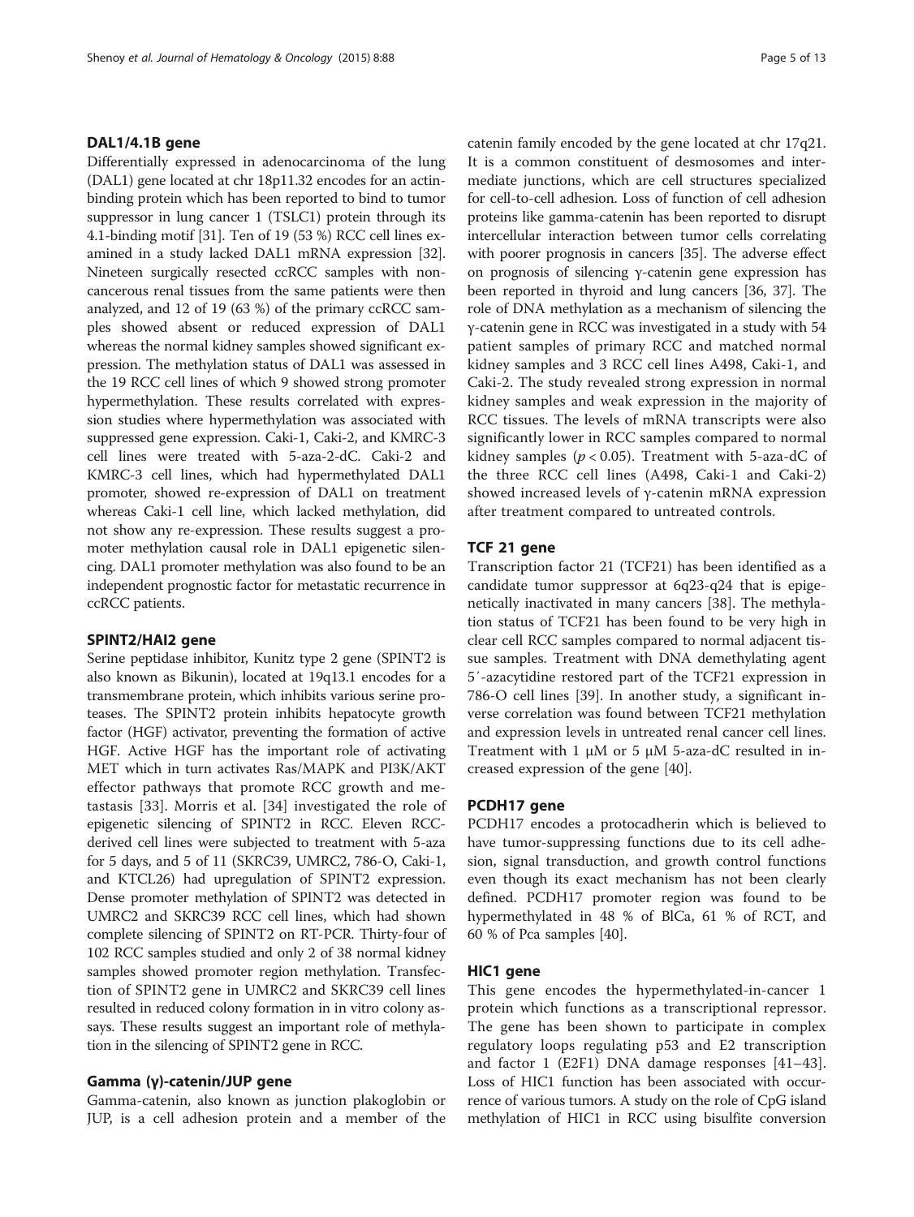### DAL1/4.1B gene

Differentially expressed in adenocarcinoma of the lung (DAL1) gene located at chr 18p11.32 encodes for an actin-binding protein which has been reported to bind to tumor suppressor in lung cancer 1 (TSLC1) protein through its 4.1-binding motif [31]. Ten of 19 (53 %) RCC cell lines examined in a study lacked DAL1 mRNA expression [32]. Nineteen surgically resected ccRCC samples with non-cancerous renal tissues from the same patients were then analyzed, and 12 of 19 (63 %) of the primary ccRCC samples showed absent or reduced expression of DAL1 whereas the normal kidney samples showed significant expression. The methylation status of DAL1 was assessed in the 19 RCC cell lines of which 9 showed strong promoter hypermethylation. These results correlated with expression studies where hypermethylation was associated with suppressed gene expression. Caki-1, Caki-2, and KMRC-3 cell lines were treated with 5-aza-2-dC. Caki-2 and KMRC-3 cell lines, which had hypermethylated DAL1 promoter, showed re-expression of DAL1 on treatment whereas Caki-1 cell line, which lacked methylation, did not show any re-expression. These results suggest a promoter methylation causal role in DAL1 epigenetic silencing. DAL1 promoter methylation was also found to be an independent prognostic factor for metastatic recurrence in ccRCC patients.

### SPINT2/HAI2 gene

Serine peptidase inhibitor, Kunitz type 2 gene (SPINT2 is also known as Bikunin), located at 19q13.1 encodes for a transmembrane protein, which inhibits various serine proteases. The SPINT2 protein inhibits hepatocyte growth factor (HGF) activator, preventing the formation of active HGF. Active HGF has the important role of activating MET which in turn activates Ras/MAPK and PI3K/AKT effector pathways that promote RCC growth and metastasis [33]. Morris et al. [34] investigated the role of epigenetic silencing of SPINT2 in RCC. Eleven RCC-derived cell lines were subjected to treatment with 5-aza for 5 days, and 5 of 11 (SKRC39, UMRC2, 786-O, Caki-1, and KTCL26) had upregulation of SPINT2 expression. Dense promoter methylation of SPINT2 was detected in UMRC2 and SKRC39 RCC cell lines, which had shown complete silencing of SPINT2 on RT-PCR. Thirty-four of 102 RCC samples studied and only 2 of 38 normal kidney samples showed promoter region methylation. Transfection of SPINT2 gene in UMRC2 and SKRC39 cell lines resulted in reduced colony formation in in vitro colony assays. These results suggest an important role of methylation in the silencing of SPINT2 gene in RCC.

### Gamma (γ)-catenin/JUP gene

Gamma-catenin, also known as junction plakoglobin or JUP, is a cell adhesion protein and a member of the catenin family encoded by the gene located at chr 17q21. It is a common constituent of desmosomes and intermediate junctions, which are cell structures specialized for cell-to-cell adhesion. Loss of function of cell adhesion proteins like gamma-catenin has been reported to disrupt intercellular interaction between tumor cells correlating with poorer prognosis in cancers [35]. The adverse effect on prognosis of silencing γ-catenin gene expression has been reported in thyroid and lung cancers [36, 37]. The role of DNA methylation as a mechanism of silencing the γ-catenin gene in RCC was investigated in a study with 54 patient samples of primary RCC and matched normal kidney samples and 3 RCC cell lines A498, Caki-1, and Caki-2. The study revealed strong expression in normal kidney samples and weak expression in the majority of RCC tissues. The levels of mRNA transcripts were also significantly lower in RCC samples compared to normal kidney samples ($p < 0.05$). Treatment with 5-aza-dC of the three RCC cell lines (A498, Caki-1 and Caki-2) showed increased levels of γ-catenin mRNA expression after treatment compared to untreated controls.

### TCF 21 gene

Transcription factor 21 (TCF21) has been identified as a candidate tumor suppressor at 6q23-q24 that is epigenetically inactivated in many cancers [38]. The methylation status of TCF21 has been found to be very high in clear cell RCC samples compared to normal adjacent tissue samples. Treatment with DNA demethylating agent 5′-azacytidine restored part of the TCF21 expression in 786-O cell lines [39]. In another study, a significant inverse correlation was found between TCF21 methylation and expression levels in untreated renal cancer cell lines. Treatment with 1 μM or 5 μM 5-aza-dC resulted in increased expression of the gene [40].

### PCDH17 gene

PCDH17 encodes a protocadherin which is believed to have tumor-suppressing functions due to its cell adhesion, signal transduction, and growth control functions even though its exact mechanism has not been clearly defined. PCDH17 promoter region was found to be hypermethylated in 48 % of BlCa, 61 % of RCT, and 60 % of Pca samples [40].

### HIC1 gene

This gene encodes the hypermethylated-in-cancer 1 protein which functions as a transcriptional repressor. The gene has been shown to participate in complex regulatory loops regulating p53 and E2 transcription and factor 1 (E2F1) DNA damage responses [41–43]. Loss of HIC1 function has been associated with occurrence of various tumors. A study on the role of CpG island methylation of HIC1 in RCC using bisulfite conversion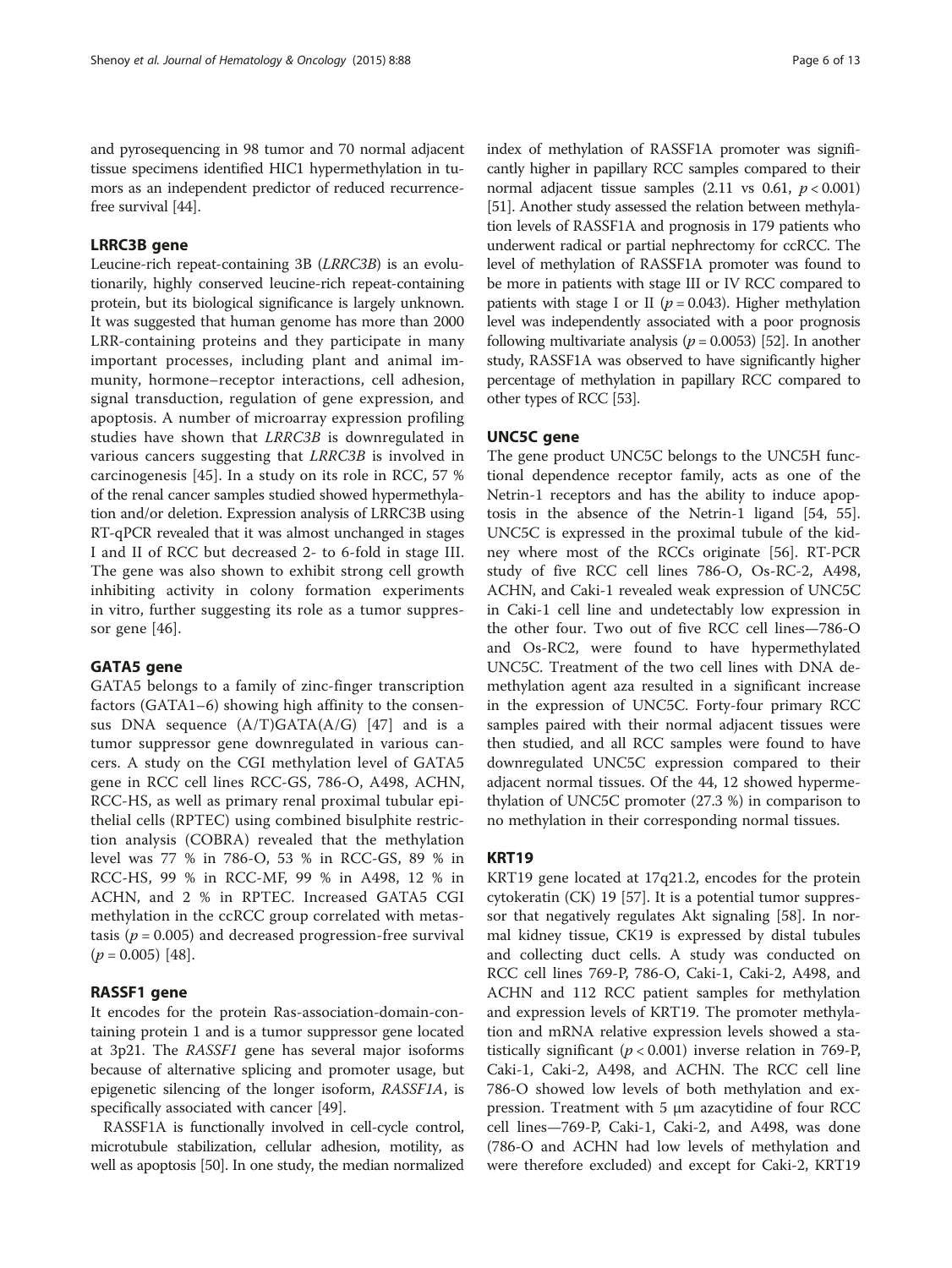and pyrosequencing in 98 tumor and 70 normal adjacent tissue specimens identified HIC1 hypermethylation in tumors as an independent predictor of reduced recurrence-free survival [44].

### LRRC3B gene

Leucine-rich repeat-containing 3B (*LRRC3B*) is an evolutionarily, highly conserved leucine-rich repeat-containing protein, but its biological significance is largely unknown. It was suggested that human genome has more than 2000 LRR-containing proteins and they participate in many important processes, including plant and animal immunity, hormone–receptor interactions, cell adhesion, signal transduction, regulation of gene expression, and apoptosis. A number of microarray expression profiling studies have shown that *LRRC3B* is downregulated in various cancers suggesting that *LRRC3B* is involved in carcinogenesis [45]. In a study on its role in RCC, 57 % of the renal cancer samples studied showed hypermethylation and/or deletion. Expression analysis of LRRC3B using RT-qPCR revealed that it was almost unchanged in stages I and II of RCC but decreased 2- to 6-fold in stage III. The gene was also shown to exhibit strong cell growth inhibiting activity in colony formation experiments in vitro, further suggesting its role as a tumor suppressor gene [46].

### GATA5 gene

GATA5 belongs to a family of zinc-finger transcription factors (GATA1–6) showing high affinity to the consensus DNA sequence (A/T)GATA(A/G) [47] and is a tumor suppressor gene downregulated in various cancers. A study on the CGI methylation level of GATA5 gene in RCC cell lines RCC-GS, 786-O, A498, ACHN, RCC-HS, as well as primary renal proximal tubular epithelial cells (RPTEC) using combined bisulphite restriction analysis (COBRA) revealed that the methylation level was 77 % in 786-O, 53 % in RCC-GS, 89 % in RCC-HS, 99 % in RCC-MF, 99 % in A498, 12 % in ACHN, and 2 % in RPTEC. Increased GATA5 CGI methylation in the ccRCC group correlated with metastasis ($p = 0.005$) and decreased progression-free survival ($p = 0.005$) [48].

### RASSF1 gene

It encodes for the protein Ras-association-domain-containing protein 1 and is a tumor suppressor gene located at 3p21. The *RASSF1* gene has several major isoforms because of alternative splicing and promoter usage, but epigenetic silencing of the longer isoform, *RASSF1A*, is specifically associated with cancer [49].

RASSF1A is functionally involved in cell-cycle control, microtubule stabilization, cellular adhesion, motility, as well as apoptosis [50]. In one study, the median normalized index of methylation of RASSF1A promoter was significantly higher in papillary RCC samples compared to their normal adjacent tissue samples (2.11 vs 0.61, $p < 0.001$) [51]. Another study assessed the relation between methylation levels of RASSF1A and prognosis in 179 patients who underwent radical or partial nephrectomy for ccRCC. The level of methylation of RASSF1A promoter was found to be more in patients with stage III or IV RCC compared to patients with stage I or II ($p = 0.043$). Higher methylation level was independently associated with a poor prognosis following multivariate analysis ($p = 0.0053$) [52]. In another study, RASSF1A was observed to have significantly higher percentage of methylation in papillary RCC compared to other types of RCC [53].

### UNC5C gene

The gene product UNC5C belongs to the UNC5H functional dependence receptor family, acts as one of the Netrin-1 receptors and has the ability to induce apoptosis in the absence of the Netrin-1 ligand [54, 55]. UNC5C is expressed in the proximal tubule of the kidney where most of the RCCs originate [56]. RT-PCR study of five RCC cell lines 786-O, Os-RC-2, A498, ACHN, and Caki-1 revealed weak expression of UNC5C in Caki-1 cell line and undetectably low expression in the other four. Two out of five RCC cell lines—786-O and Os-RC2, were found to have hypermethylated UNC5C. Treatment of the two cell lines with DNA demethylation agent aza resulted in a significant increase in the expression of UNC5C. Forty-four primary RCC samples paired with their normal adjacent tissues were then studied, and all RCC samples were found to have downregulated UNC5C expression compared to their adjacent normal tissues. Of the 44, 12 showed hypermethylation of UNC5C promoter (27.3 %) in comparison to no methylation in their corresponding normal tissues.

### KRT19

KRT19 gene located at 17q21.2, encodes for the protein cytokeratin (CK) 19 [57]. It is a potential tumor suppressor that negatively regulates Akt signaling [58]. In normal kidney tissue, CK19 is expressed by distal tubules and collecting duct cells. A study was conducted on RCC cell lines 769-P, 786-O, Caki-1, Caki-2, A498, and ACHN and 112 RCC patient samples for methylation and expression levels of KRT19. The promoter methylation and mRNA relative expression levels showed a statistically significant ($p < 0.001$) inverse relation in 769-P, Caki-1, Caki-2, A498, and ACHN. The RCC cell line 786-O showed low levels of both methylation and expression. Treatment with 5 μm azacytidine of four RCC cell lines—769-P, Caki-1, Caki-2, and A498, was done (786-O and ACHN had low levels of methylation and were therefore excluded) and except for Caki-2, KRT19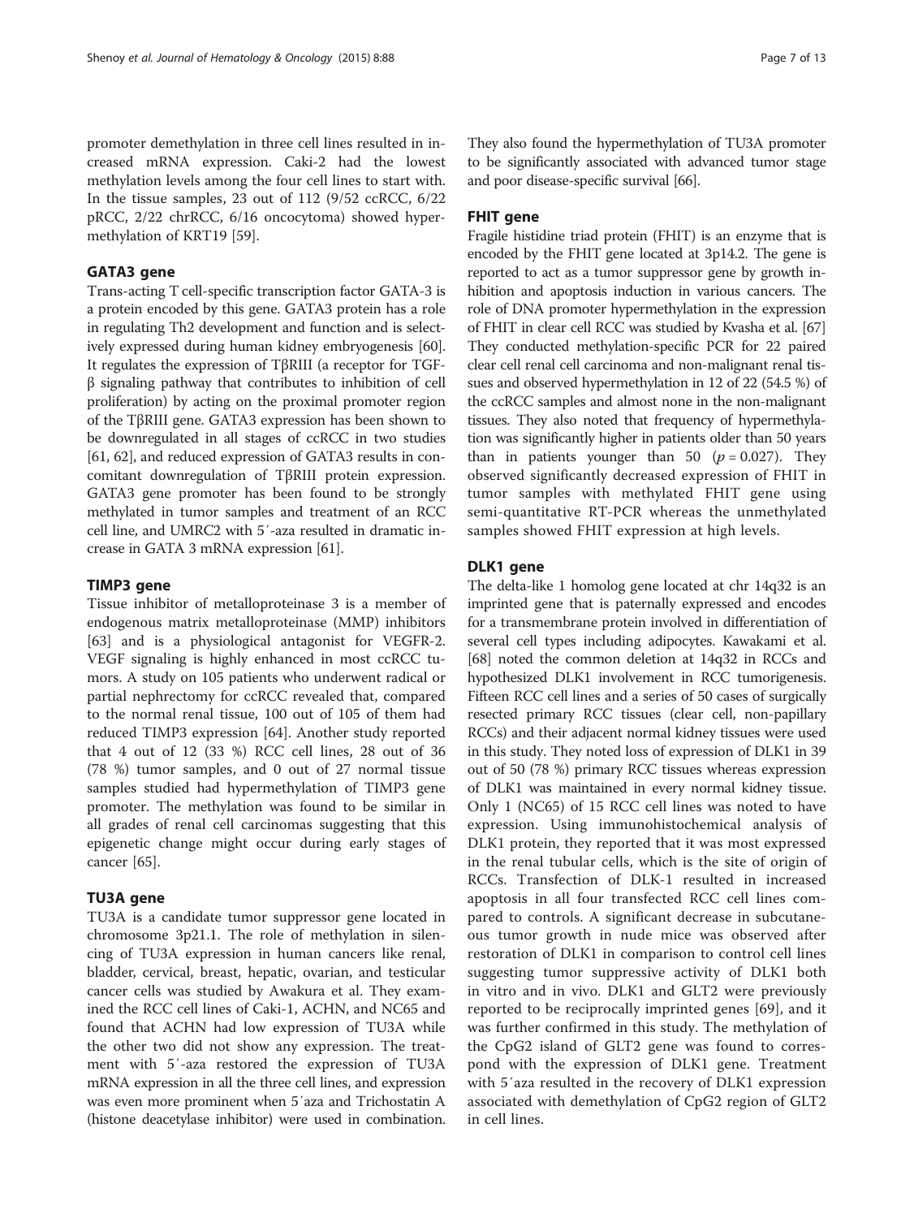promoter demethylation in three cell lines resulted in increased mRNA expression. Caki-2 had the lowest methylation levels among the four cell lines to start with. In the tissue samples, 23 out of 112 (9/52 ccRCC, 6/22 pRCC, 2/22 chrRCC, 6/16 oncocytoma) showed hypermethylation of KRT19 [59].

### GATA3 gene

Trans-acting T cell-specific transcription factor GATA-3 is a protein encoded by this gene. GATA3 protein has a role in regulating Th2 development and function and is selectively expressed during human kidney embryogenesis [60]. It regulates the expression of TβRIII (a receptor for TGF-β signaling pathway that contributes to inhibition of cell proliferation) by acting on the proximal promoter region of the TβRIII gene. GATA3 expression has been shown to be downregulated in all stages of ccRCC in two studies [61, 62], and reduced expression of GATA3 results in concomitant downregulation of TβRIII protein expression. GATA3 gene promoter has been found to be strongly methylated in tumor samples and treatment of an RCC cell line, and UMRC2 with 5′-aza resulted in dramatic increase in GATA 3 mRNA expression [61].

### TIMP3 gene

Tissue inhibitor of metalloproteinase 3 is a member of endogenous matrix metalloproteinase (MMP) inhibitors [63] and is a physiological antagonist for VEGFR-2. VEGF signaling is highly enhanced in most ccRCC tumors. A study on 105 patients who underwent radical or partial nephrectomy for ccRCC revealed that, compared to the normal renal tissue, 100 out of 105 of them had reduced TIMP3 expression [64]. Another study reported that 4 out of 12 (33 %) RCC cell lines, 28 out of 36 (78 %) tumor samples, and 0 out of 27 normal tissue samples studied had hypermethylation of TIMP3 gene promoter. The methylation was found to be similar in all grades of renal cell carcinomas suggesting that this epigenetic change might occur during early stages of cancer [65].

### TU3A gene

TU3A is a candidate tumor suppressor gene located in chromosome 3p21.1. The role of methylation in silencing of TU3A expression in human cancers like renal, bladder, cervical, breast, hepatic, ovarian, and testicular cancer cells was studied by Awakura et al. They examined the RCC cell lines of Caki-1, ACHN, and NC65 and found that ACHN had low expression of TU3A while the other two did not show any expression. The treatment with 5′-aza restored the expression of TU3A mRNA expression in all the three cell lines, and expression was even more prominent when 5′aza and Trichostatin A (histone deacetylase inhibitor) were used in combination. They also found the hypermethylation of TU3A promoter to be significantly associated with advanced tumor stage and poor disease-specific survival [66].

### FHIT gene

Fragile histidine triad protein (FHIT) is an enzyme that is encoded by the FHIT gene located at 3p14.2. The gene is reported to act as a tumor suppressor gene by growth inhibition and apoptosis induction in various cancers. The role of DNA promoter hypermethylation in the expression of FHIT in clear cell RCC was studied by Kvasha et al. [67] They conducted methylation-specific PCR for 22 paired clear cell renal cell carcinoma and non-malignant renal tissues and observed hypermethylation in 12 of 22 (54.5 %) of the ccRCC samples and almost none in the non-malignant tissues. They also noted that frequency of hypermethylation was significantly higher in patients older than 50 years than in patients younger than 50 ($p = 0.027$). They observed significantly decreased expression of FHIT in tumor samples with methylated FHIT gene using semi-quantitative RT-PCR whereas the unmethylated samples showed FHIT expression at high levels.

### DLK1 gene

The delta-like 1 homolog gene located at chr 14q32 is an imprinted gene that is paternally expressed and encodes for a transmembrane protein involved in differentiation of several cell types including adipocytes. Kawakami et al. [68] noted the common deletion at 14q32 in RCCs and hypothesized DLK1 involvement in RCC tumorigenesis. Fifteen RCC cell lines and a series of 50 cases of surgically resected primary RCC tissues (clear cell, non-papillary RCCs) and their adjacent normal kidney tissues were used in this study. They noted loss of expression of DLK1 in 39 out of 50 (78 %) primary RCC tissues whereas expression of DLK1 was maintained in every normal kidney tissue. Only 1 (NC65) of 15 RCC cell lines was noted to have expression. Using immunohistochemical analysis of DLK1 protein, they reported that it was most expressed in the renal tubular cells, which is the site of origin of RCCs. Transfection of DLK-1 resulted in increased apoptosis in all four transfected RCC cell lines compared to controls. A significant decrease in subcutaneous tumor growth in nude mice was observed after restoration of DLK1 in comparison to control cell lines suggesting tumor suppressive activity of DLK1 both in vitro and in vivo. DLK1 and GLT2 were previously reported to be reciprocally imprinted genes [69], and it was further confirmed in this study. The methylation of the CpG2 island of GLT2 gene was found to correspond with the expression of DLK1 gene. Treatment with 5′aza resulted in the recovery of DLK1 expression associated with demethylation of CpG2 region of GLT2 in cell lines.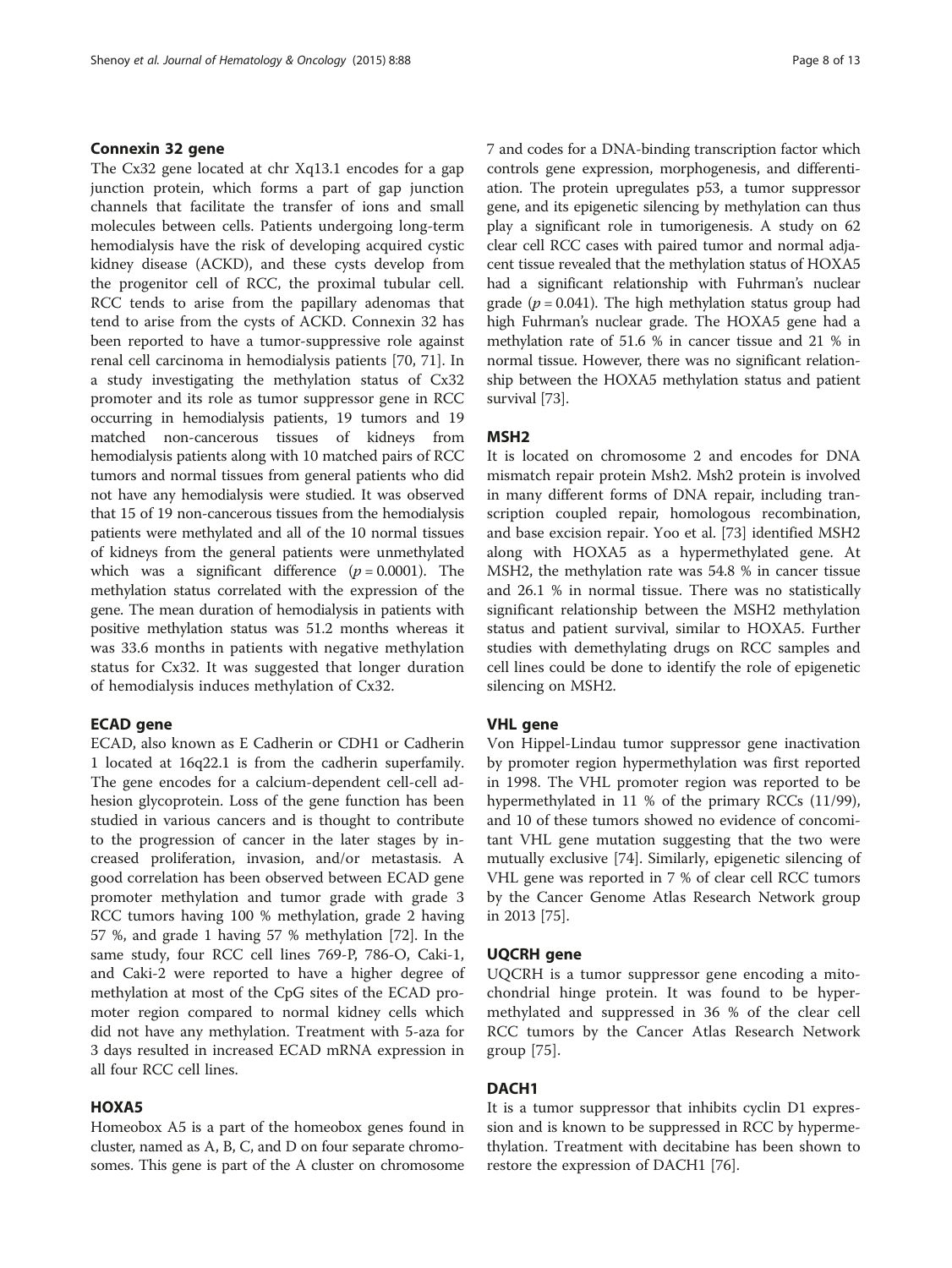### Connexin 32 gene

The Cx32 gene located at chr Xq13.1 encodes for a gap junction protein, which forms a part of gap junction channels that facilitate the transfer of ions and small molecules between cells. Patients undergoing long-term hemodialysis have the risk of developing acquired cystic kidney disease (ACKD), and these cysts develop from the progenitor cell of RCC, the proximal tubular cell. RCC tends to arise from the papillary adenomas that tend to arise from the cysts of ACKD. Connexin 32 has been reported to have a tumor-suppressive role against renal cell carcinoma in hemodialysis patients [70, 71]. In a study investigating the methylation status of Cx32 promoter and its role as tumor suppressor gene in RCC occurring in hemodialysis patients, 19 tumors and 19 matched non-cancerous tissues of kidneys from hemodialysis patients along with 10 matched pairs of RCC tumors and normal tissues from general patients who did not have any hemodialysis were studied. It was observed that 15 of 19 non-cancerous tissues from the hemodialysis patients were methylated and all of the 10 normal tissues of kidneys from the general patients were unmethylated which was a significant difference ($p = 0.0001$). The methylation status correlated with the expression of the gene. The mean duration of hemodialysis in patients with positive methylation status was 51.2 months whereas it was 33.6 months in patients with negative methylation status for Cx32. It was suggested that longer duration of hemodialysis induces methylation of Cx32.

### ECAD gene

ECAD, also known as E Cadherin or CDH1 or Cadherin 1 located at 16q22.1 is from the cadherin superfamily. The gene encodes for a calcium-dependent cell-cell adhesion glycoprotein. Loss of the gene function has been studied in various cancers and is thought to contribute to the progression of cancer in the later stages by increased proliferation, invasion, and/or metastasis. A good correlation has been observed between ECAD gene promoter methylation and tumor grade with grade 3 RCC tumors having 100 % methylation, grade 2 having 57 %, and grade 1 having 57 % methylation [72]. In the same study, four RCC cell lines 769-P, 786-O, Caki-1, and Caki-2 were reported to have a higher degree of methylation at most of the CpG sites of the ECAD promoter region compared to normal kidney cells which did not have any methylation. Treatment with 5-aza for 3 days resulted in increased ECAD mRNA expression in all four RCC cell lines.

### HOXA5

Homeobox A5 is a part of the homeobox genes found in cluster, named as A, B, C, and D on four separate chromosomes. This gene is part of the A cluster on chromosome 7 and codes for a DNA-binding transcription factor which controls gene expression, morphogenesis, and differentiation. The protein upregulates p53, a tumor suppressor gene, and its epigenetic silencing by methylation can thus play a significant role in tumorigenesis. A study on 62 clear cell RCC cases with paired tumor and normal adjacent tissue revealed that the methylation status of HOXA5 had a significant relationship with Fuhrman's nuclear grade ($p = 0.041$). The high methylation status group had high Fuhrman's nuclear grade. The HOXA5 gene had a methylation rate of 51.6 % in cancer tissue and 21 % in normal tissue. However, there was no significant relationship between the HOXA5 methylation status and patient survival [73].

### MSH2

It is located on chromosome 2 and encodes for DNA mismatch repair protein Msh2. Msh2 protein is involved in many different forms of DNA repair, including transcription coupled repair, homologous recombination, and base excision repair. Yoo et al. [73] identified MSH2 along with HOXA5 as a hypermethylated gene. At MSH2, the methylation rate was 54.8 % in cancer tissue and 26.1 % in normal tissue. There was no statistically significant relationship between the MSH2 methylation status and patient survival, similar to HOXA5. Further studies with demethylating drugs on RCC samples and cell lines could be done to identify the role of epigenetic silencing on MSH2.

### VHL gene

Von Hippel-Lindau tumor suppressor gene inactivation by promoter region hypermethylation was first reported in 1998. The VHL promoter region was reported to be hypermethylated in 11 % of the primary RCCs (11/99), and 10 of these tumors showed no evidence of concomitant VHL gene mutation suggesting that the two were mutually exclusive [74]. Similarly, epigenetic silencing of VHL gene was reported in 7 % of clear cell RCC tumors by the Cancer Genome Atlas Research Network group in 2013 [75].

### UQCRH gene

UQCRH is a tumor suppressor gene encoding a mitochondrial hinge protein. It was found to be hypermethylated and suppressed in 36 % of the clear cell RCC tumors by the Cancer Atlas Research Network group [75].

### DACH1

It is a tumor suppressor that inhibits cyclin D1 expression and is known to be suppressed in RCC by hypermethylation. Treatment with decitabine has been shown to restore the expression of DACH1 [76].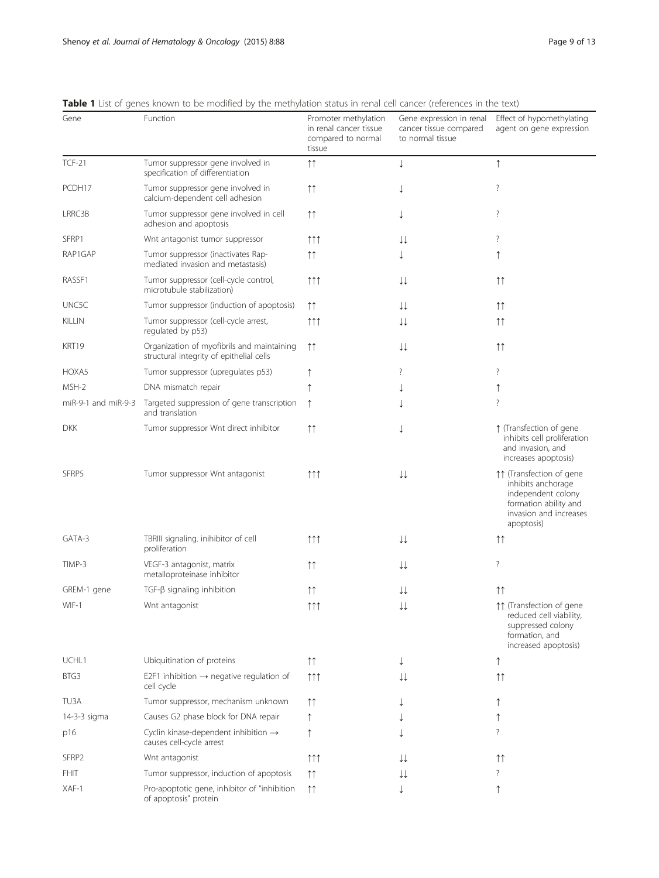**Table 1** List of genes known to be modified by the methylation status in renal cell cancer (references in the text)

| Gene | Function | Promoter methylation in renal cancer tissue compared to normal tissue | Gene expression in renal cancer tissue compared to normal tissue | Effect of hypomethylating agent on gene expression |
|---|---|---|---|---|
| TCF-21 | Tumor suppressor gene involved in specification of differentiation | ↑↑ | ↓ | ↑ |
| PCDH17 | Tumor suppressor gene involved in calcium-dependent cell adhesion | ↑↑ | ↓ | ? |
| LRRC3B | Tumor suppressor gene involved in cell adhesion and apoptosis | ↑↑ | ↓ | ? |
| SFRP1 | Wnt antagonist tumor suppressor | ↑↑↑ | ↓↓ | ? |
| RAP1GAP | Tumor suppressor (inactivates Rap-mediated invasion and metastasis) | ↑↑ | ↓ | ↑ |
| RASSF1 | Tumor suppressor (cell-cycle control, microtubule stabilization) | ↑↑↑ | ↓↓ | ↑↑ |
| UNC5C | Tumor suppressor (induction of apoptosis) | ↑↑ | ↓↓ | ↑↑ |
| KILLIN | Tumor suppressor (cell-cycle arrest, regulated by p53) | ↑↑↑ | ↓↓ | ↑↑ |
| KRT19 | Organization of myofibrils and maintaining structural integrity of epithelial cells | ↑↑ | ↓↓ | ↑↑ |
| HOXA5 | Tumor suppressor (upregulates p53) | ↑ | ? | ? |
| MSH-2 | DNA mismatch repair | ↑ | ↓ | ↑ |
| miR-9-1 and miR-9-3 | Targeted suppression of gene transcription and translation | ↑ | ↓ | ? |
| DKK | Tumor suppressor Wnt direct inhibitor | ↑↑ | ↓ | ↑ (Transfection of gene inhibits cell proliferation and invasion, and increases apoptosis) |
| SFRP5 | Tumor suppressor Wnt antagonist | ↑↑↑ | ↓↓ | ↑↑ (Transfection of gene inhibits anchorage independent colony formation ability and invasion and increases apoptosis) |
| GATA-3 | TBRIII signaling. inihibitor of cell proliferation | ↑↑↑ | ↓↓ | ↑↑ |
| TIMP-3 | VEGF-3 antagonist, matrix metalloproteinase inhibitor | ↑↑ | ↓↓ | ? |
| GREM-1 gene | TGF-β signaling inhibition | ↑↑ | ↓↓ | ↑↑ |
| WIF-1 | Wnt antagonist | ↑↑↑ | ↓↓ | ↑↑ (Transfection of gene reduced cell viability, suppressed colony formation, and increased apoptosis) |
| UCHL1 | Ubiquitination of proteins | ↑↑ | ↓ | ↑ |
| BTG3 | E2F1 inhibition → negative regulation of cell cycle | ↑↑↑ | ↓↓ | ↑↑ |
| TU3A | Tumor suppressor, mechanism unknown | ↑↑ | ↓ | ↑ |
| 14-3-3 sigma | Causes G2 phase block for DNA repair | ↑ | ↓ | ↑ |
| p16 | Cyclin kinase-dependent inhibition → causes cell-cycle arrest | ↑ | ↓ | ? |
| SFRP2 | Wnt antagonist | ↑↑↑ | ↓↓ | ↑↑ |
| FHIT | Tumor suppressor, induction of apoptosis | ↑↑ | ↓↓ | ? |
| XAF-1 | Pro-apoptotic gene, inhibitor of "inhibition of apoptosis" protein | ↑↑ | ↓ | ↑ |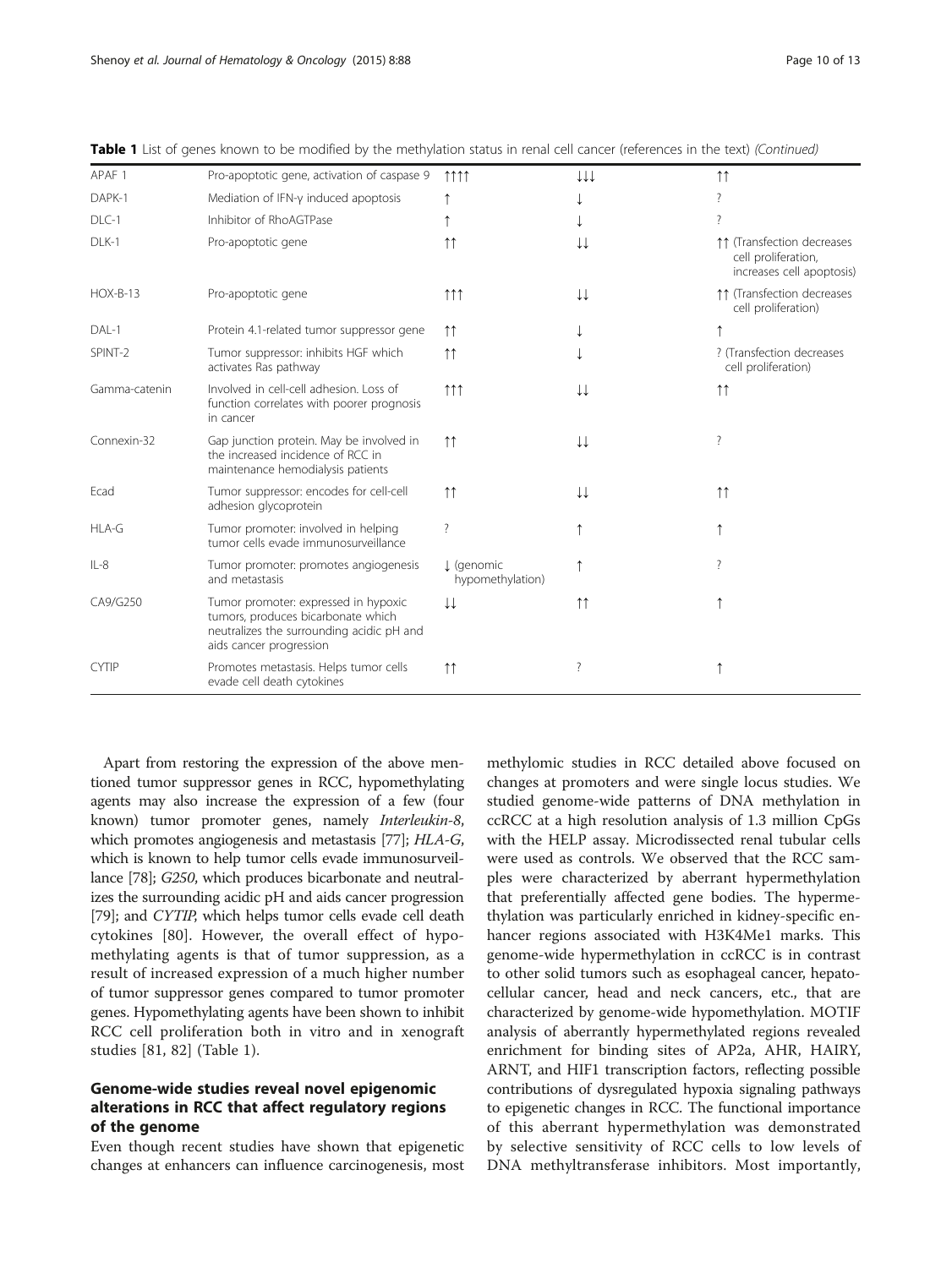**Table 1** List of genes known to be modified by the methylation status in renal cell cancer (references in the text) *(Continued)*

| | | | | |
|---|---|---|---|---|
| APAF 1 | Pro-apoptotic gene, activation of caspase 9 | ↑↑↑↑ | ↓↓↓ | ↑↑ |
| DAPK-1 | Mediation of IFN-γ induced apoptosis | ↑ | ↓ | ? |
| DLC-1 | Inhibitor of RhoAGTPase | ↑ | ↓ | ? |
| DLK-1 | Pro-apoptotic gene | ↑↑ | ↓↓ | ↑↑ (Transfection decreases cell proliferation, increases cell apoptosis) |
| HOX-B-13 | Pro-apoptotic gene | ↑↑↑ | ↓↓ | ↑↑ (Transfection decreases cell proliferation) |
| DAL-1 | Protein 4.1-related tumor suppressor gene | ↑↑ | ↓ | ↑ |
| SPINT-2 | Tumor suppressor: inhibits HGF which activates Ras pathway | ↑↑ | ↓ | ? (Transfection decreases cell proliferation) |
| Gamma-catenin | Involved in cell-cell adhesion. Loss of function correlates with poorer prognosis in cancer | ↑↑↑ | ↓↓ | ↑↑ |
| Connexin-32 | Gap junction protein. May be involved in the increased incidence of RCC in maintenance hemodialysis patients | ↑↑ | ↓↓ | ? |
| Ecad | Tumor suppressor: encodes for cell-cell adhesion glycoprotein | ↑↑ | ↓↓ | ↑↑ |
| HLA-G | Tumor promoter: involved in helping tumor cells evade immunosurveillance | ? | ↑ | ↑ |
| IL-8 | Tumor promoter: promotes angiogenesis and metastasis | ↓ (genomic hypomethylation) | ↑ | ? |
| CA9/G250 | Tumor promoter: expressed in hypoxic tumors, produces bicarbonate which neutralizes the surrounding acidic pH and aids cancer progression | ↓↓ | ↑↑ | ↑ |
| CYTIP | Promotes metastasis. Helps tumor cells evade cell death cytokines | ↑↑ | ? | ↑ |

Apart from restoring the expression of the above mentioned tumor suppressor genes in RCC, hypomethylating agents may also increase the expression of a few (four known) tumor promoter genes, namely *Interleukin-8*, which promotes angiogenesis and metastasis [77]; *HLA-G*, which is known to help tumor cells evade immunosurveillance [78]; *G250*, which produces bicarbonate and neutralizes the surrounding acidic pH and aids cancer progression [79]; and *CYTIP*, which helps tumor cells evade cell death cytokines [80]. However, the overall effect of hypomethylating agents is that of tumor suppression, as a result of increased expression of a much higher number of tumor suppressor genes compared to tumor promoter genes. Hypomethylating agents have been shown to inhibit RCC cell proliferation both in vitro and in xenograft studies [81, 82] (Table 1).

## Genome-wide studies reveal novel epigenomic alterations in RCC that affect regulatory regions of the genome

Even though recent studies have shown that epigenetic changes at enhancers can influence carcinogenesis, most methylomic studies in RCC detailed above focused on changes at promoters and were single locus studies. We studied genome-wide patterns of DNA methylation in ccRCC at a high resolution analysis of 1.3 million CpGs with the HELP assay. Microdissected renal tubular cells were used as controls. We observed that the RCC samples were characterized by aberrant hypermethylation that preferentially affected gene bodies. The hypermethylation was particularly enriched in kidney-specific enhancer regions associated with H3K4Me1 marks. This genome-wide hypermethylation in ccRCC is in contrast to other solid tumors such as esophageal cancer, hepatocellular cancer, head and neck cancers, etc., that are characterized by genome-wide hypomethylation. MOTIF analysis of aberrantly hypermethylated regions revealed enrichment for binding sites of AP2a, AHR, HAIRY, ARNT, and HIF1 transcription factors, reflecting possible contributions of dysregulated hypoxia signaling pathways to epigenetic changes in RCC. The functional importance of this aberrant hypermethylation was demonstrated by selective sensitivity of RCC cells to low levels of DNA methyltransferase inhibitors. Most importantly,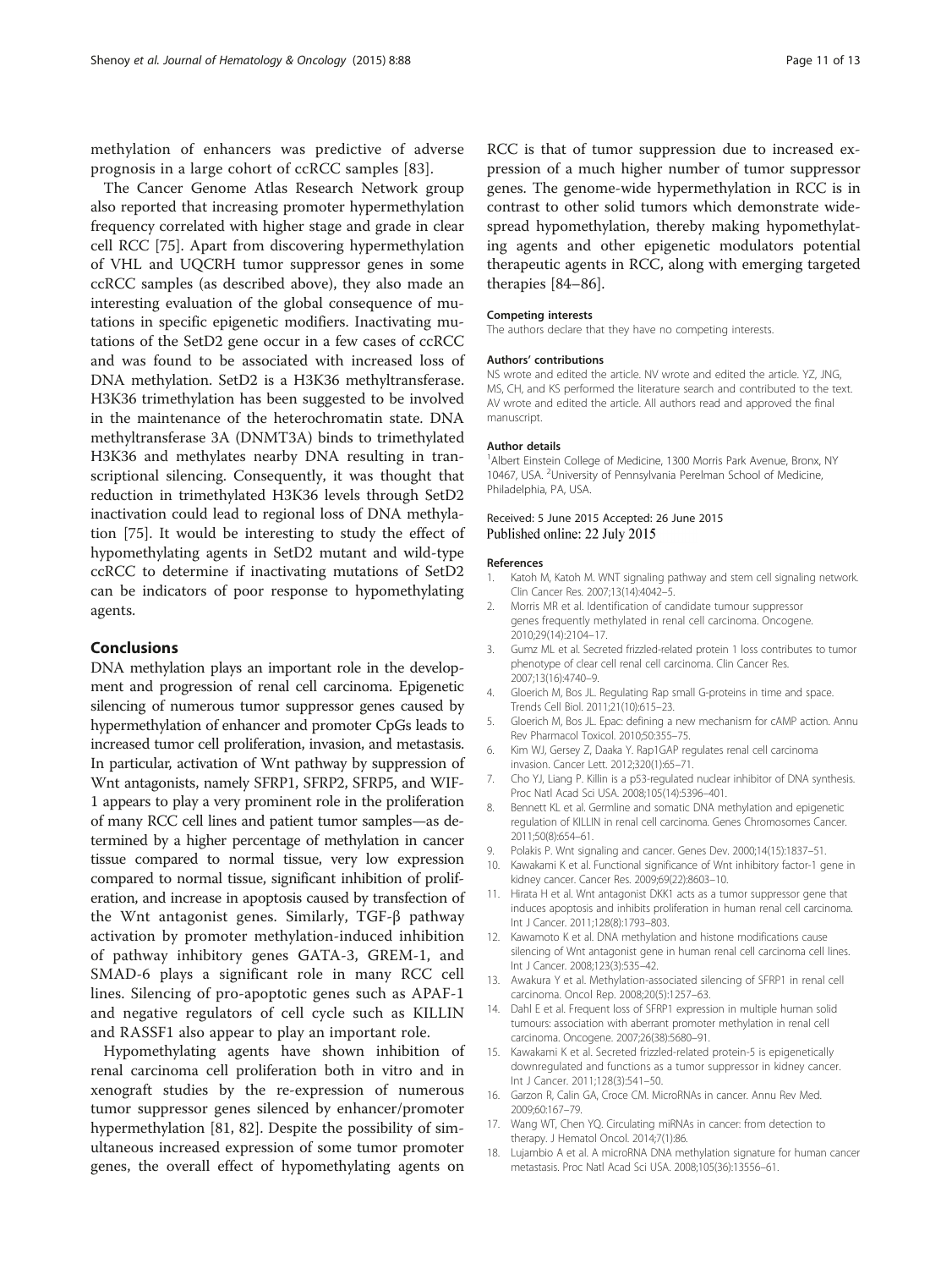methylation of enhancers was predictive of adverse prognosis in a large cohort of ccRCC samples [83].

The Cancer Genome Atlas Research Network group also reported that increasing promoter hypermethylation frequency correlated with higher stage and grade in clear cell RCC [75]. Apart from discovering hypermethylation of VHL and UQCRH tumor suppressor genes in some ccRCC samples (as described above), they also made an interesting evaluation of the global consequence of mutations in specific epigenetic modifiers. Inactivating mutations of the SetD2 gene occur in a few cases of ccRCC and was found to be associated with increased loss of DNA methylation. SetD2 is a H3K36 methyltransferase. H3K36 trimethylation has been suggested to be involved in the maintenance of the heterochromatin state. DNA methyltransferase 3A (DNMT3A) binds to trimethylated H3K36 and methylates nearby DNA resulting in transcriptional silencing. Consequently, it was thought that reduction in trimethylated H3K36 levels through SetD2 inactivation could lead to regional loss of DNA methylation [75]. It would be interesting to study the effect of hypomethylating agents in SetD2 mutant and wild-type ccRCC to determine if inactivating mutations of SetD2 can be indicators of poor response to hypomethylating agents.

## Conclusions

DNA methylation plays an important role in the development and progression of renal cell carcinoma. Epigenetic silencing of numerous tumor suppressor genes caused by hypermethylation of enhancer and promoter CpGs leads to increased tumor cell proliferation, invasion, and metastasis. In particular, activation of Wnt pathway by suppression of Wnt antagonists, namely SFRP1, SFRP2, SFRP5, and WIF-1 appears to play a very prominent role in the proliferation of many RCC cell lines and patient tumor samples—as determined by a higher percentage of methylation in cancer tissue compared to normal tissue, very low expression compared to normal tissue, significant inhibition of proliferation, and increase in apoptosis caused by transfection of the Wnt antagonist genes. Similarly, TGF-β pathway activation by promoter methylation-induced inhibition of pathway inhibitory genes GATA-3, GREM-1, and SMAD-6 plays a significant role in many RCC cell lines. Silencing of pro-apoptotic genes such as APAF-1 and negative regulators of cell cycle such as KILLIN and RASSF1 also appear to play an important role.

Hypomethylating agents have shown inhibition of renal carcinoma cell proliferation both in vitro and in xenograft studies by the re-expression of numerous tumor suppressor genes silenced by enhancer/promoter hypermethylation [81, 82]. Despite the possibility of simultaneous increased expression of some tumor promoter genes, the overall effect of hypomethylating agents on RCC is that of tumor suppression due to increased expression of a much higher number of tumor suppressor genes. The genome-wide hypermethylation in RCC is in contrast to other solid tumors which demonstrate widespread hypomethylation, thereby making hypomethylating agents and other epigenetic modulators potential therapeutic agents in RCC, along with emerging targeted therapies [84–86].

#### Competing interests

The authors declare that they have no competing interests.

#### Authors' contributions

NS wrote and edited the article. NV wrote and edited the article. YZ, JNG, MS, CH, and KS performed the literature search and contributed to the text. AV wrote and edited the article. All authors read and approved the final manuscript.

#### Author details

[1]Albert Einstein College of Medicine, 1300 Morris Park Avenue, Bronx, NY 10467, USA. [2]University of Pennsylvania Perelman School of Medicine, Philadelphia, PA, USA.

Received: 5 June 2015 Accepted: 26 June 2015
Published online: 22 July 2015

#### References

1. Katoh M, Katoh M. WNT signaling pathway and stem cell signaling network. Clin Cancer Res. 2007;13(14):4042–5.
2. Morris MR et al. Identification of candidate tumour suppressor genes frequently methylated in renal cell carcinoma. Oncogene. 2010;29(14):2104–17.
3. Gumz ML et al. Secreted frizzled-related protein 1 loss contributes to tumor phenotype of clear cell renal cell carcinoma. Clin Cancer Res. 2007;13(16):4740–9.
4. Gloerich M, Bos JL. Regulating Rap small G-proteins in time and space. Trends Cell Biol. 2011;21(10):615–23.
5. Gloerich M, Bos JL. Epac: defining a new mechanism for cAMP action. Annu Rev Pharmacol Toxicol. 2010;50:355–75.
6. Kim WJ, Gersey Z, Daaka Y. Rap1GAP regulates renal cell carcinoma invasion. Cancer Lett. 2012;320(1):65–71.
7. Cho YJ, Liang P. Killin is a p53-regulated nuclear inhibitor of DNA synthesis. Proc Natl Acad Sci USA. 2008;105(14):5396–401.
8. Bennett KL et al. Germline and somatic DNA methylation and epigenetic regulation of KILLIN in renal cell carcinoma. Genes Chromosomes Cancer. 2011;50(8):654–61.
9. Polakis P. Wnt signaling and cancer. Genes Dev. 2000;14(15):1837–51.
10. Kawakami K et al. Functional significance of Wnt inhibitory factor-1 gene in kidney cancer. Cancer Res. 2009;69(22):8603–10.
11. Hirata H et al. Wnt antagonist DKK1 acts as a tumor suppressor gene that induces apoptosis and inhibits proliferation in human renal cell carcinoma. Int J Cancer. 2011;128(8):1793–803.
12. Kawamoto K et al. DNA methylation and histone modifications cause silencing of Wnt antagonist gene in human renal cell carcinoma cell lines. Int J Cancer. 2008;123(3):535–42.
13. Awakura Y et al. Methylation-associated silencing of SFRP1 in renal cell carcinoma. Oncol Rep. 2008;20(5):1257–63.
14. Dahl E et al. Frequent loss of SFRP1 expression in multiple human solid tumours: association with aberrant promoter methylation in renal cell carcinoma. Oncogene. 2007;26(38):5680–91.
15. Kawakami K et al. Secreted frizzled-related protein-5 is epigenetically downregulated and functions as a tumor suppressor in kidney cancer. Int J Cancer. 2011;128(3):541–50.
16. Garzon R, Calin GA, Croce CM. MicroRNAs in cancer. Annu Rev Med. 2009;60:167–79.
17. Wang WT, Chen YQ. Circulating miRNAs in cancer: from detection to therapy. J Hematol Oncol. 2014;7(1):86.
18. Lujambio A et al. A microRNA DNA methylation signature for human cancer metastasis. Proc Natl Acad Sci USA. 2008;105(36):13556–61.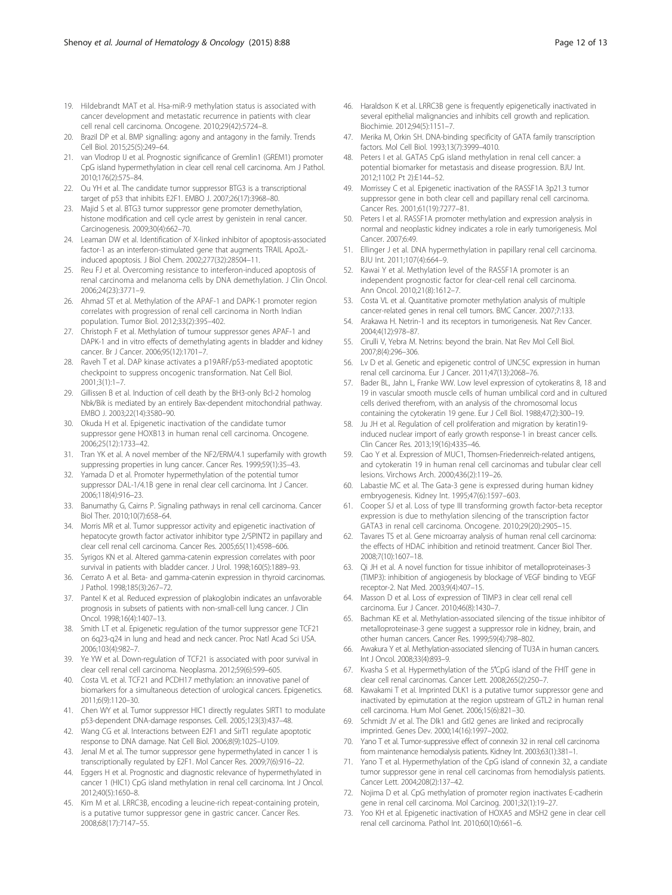19. Hildebrandt MAT et al. Hsa-miR-9 methylation status is associated with cancer development and metastatic recurrence in patients with clear cell renal cell carcinoma. Oncogene. 2010;29(42):5724–8.
20. Brazil DP et al. BMP signalling: agony and antagony in the family. Trends Cell Biol. 2015;25(5):249–64.
21. van Vlodrop IJ et al. Prognostic significance of Gremlin1 (GREM1) promoter CpG island hypermethylation in clear cell renal cell carcinoma. Am J Pathol. 2010;176(2):575–84.
22. Ou YH et al. The candidate tumor suppressor BTG3 is a transcriptional target of p53 that inhibits E2F1. EMBO J. 2007;26(17):3968–80.
23. Majid S et al. BTG3 tumor suppressor gene promoter demethylation, histone modification and cell cycle arrest by genistein in renal cancer. Carcinogenesis. 2009;30(4):662–70.
24. Leaman DW et al. Identification of X-linked inhibitor of apoptosis-associated factor-1 as an interferon-stimulated gene that augments TRAIL Apo2L-induced apoptosis. J Biol Chem. 2002;277(32):28504–11.
25. Reu FJ et al. Overcoming resistance to interferon-induced apoptosis of renal carcinoma and melanoma cells by DNA demethylation. J Clin Oncol. 2006;24(23):3771–9.
26. Ahmad ST et al. Methylation of the APAF-1 and DAPK-1 promoter region correlates with progression of renal cell carcinoma in North Indian population. Tumor Biol. 2012;33(2):395–402.
27. Christoph F et al. Methylation of tumour suppressor genes APAF-1 and DAPK-1 and in vitro effects of demethylating agents in bladder and kidney cancer. Br J Cancer. 2006;95(12):1701–7.
28. Raveh T et al. DAP kinase activates a p19ARF/p53-mediated apoptotic checkpoint to suppress oncogenic transformation. Nat Cell Biol. 2001;3(1):1–7.
29. Gillissen B et al. Induction of cell death by the BH3-only Bcl-2 homolog Nbk/Bik is mediated by an entirely Bax-dependent mitochondrial pathway. EMBO J. 2003;22(14):3580–90.
30. Okuda H et al. Epigenetic inactivation of the candidate tumor suppressor gene HOXB13 in human renal cell carcinoma. Oncogene. 2006;25(12):1733–42.
31. Tran YK et al. A novel member of the NF2/ERM/4.1 superfamily with growth suppressing properties in lung cancer. Cancer Res. 1999;59(1):35–43.
32. Yamada D et al. Promoter hypermethylation of the potential tumor suppressor DAL-1/4.1B gene in renal clear cell carcinoma. Int J Cancer. 2006;118(4):916–23.
33. Banumathy G, Cairns P. Signaling pathways in renal cell carcinoma. Cancer Biol Ther. 2010;10(7):658–64.
34. Morris MR et al. Tumor suppressor activity and epigenetic inactivation of hepatocyte growth factor activator inhibitor type 2/SPINT2 in papillary and clear cell renal cell carcinoma. Cancer Res. 2005;65(11):4598–606.
35. Syrigos KN et al. Altered gamma-catenin expression correlates with poor survival in patients with bladder cancer. J Urol. 1998;160(5):1889–93.
36. Cerrato A et al. Beta- and gamma-catenin expression in thyroid carcinomas. J Pathol. 1998;185(3):267–72.
37. Pantel K et al. Reduced expression of plakoglobin indicates an unfavorable prognosis in subsets of patients with non-small-cell lung cancer. J Clin Oncol. 1998;16(4):1407–13.
38. Smith LT et al. Epigenetic regulation of the tumor suppressor gene TCF21 on 6q23-q24 in lung and head and neck cancer. Proc Natl Acad Sci USA. 2006;103(4):982–7.
39. Ye YW et al. Down-regulation of TCF21 is associated with poor survival in clear cell renal cell carcinoma. Neoplasma. 2012;59(6):599–605.
40. Costa VL et al. TCF21 and PCDH17 methylation: an innovative panel of biomarkers for a simultaneous detection of urological cancers. Epigenetics. 2011;6(9):1120–30.
41. Chen WY et al. Tumor suppressor HIC1 directly regulates SIRT1 to modulate p53-dependent DNA-damage responses. Cell. 2005;123(3):437–48.
42. Wang CG et al. Interactions between E2F1 and SirT1 regulate apoptotic response to DNA damage. Nat Cell Biol. 2006;8(9):1025–U109.
43. Jenal M et al. The tumor suppressor gene hypermethylated in cancer 1 is transcriptionally regulated by E2F1. Mol Cancer Res. 2009;7(6):916–22.
44. Eggers H et al. Prognostic and diagnostic relevance of hypermethylated in cancer 1 (HIC1) CpG island methylation in renal cell carcinoma. Int J Oncol. 2012;40(5):1650–8.
45. Kim M et al. LRRC3B, encoding a leucine-rich repeat-containing protein, is a putative tumor suppressor gene in gastric cancer. Cancer Res. 2008;68(17):7147–55.
46. Haraldson K et al. LRRC3B gene is frequently epigenetically inactivated in several epithelial malignancies and inhibits cell growth and replication. Biochimie. 2012;94(5):1151–7.
47. Merika M, Orkin SH. DNA-binding specificity of GATA family transcription factors. Mol Cell Biol. 1993;13(7):3999–4010.
48. Peters I et al. GATA5 CpG island methylation in renal cell cancer: a potential biomarker for metastasis and disease progression. BJU Int. 2012;110(2 Pt 2):E144–52.
49. Morrissey C et al. Epigenetic inactivation of the RASSF1A 3p21.3 tumor suppressor gene in both clear cell and papillary renal cell carcinoma. Cancer Res. 2001;61(19):7277–81.
50. Peters I et al. RASSF1A promoter methylation and expression analysis in normal and neoplastic kidney indicates a role in early tumorigenesis. Mol Cancer. 2007;6:49.
51. Ellinger J et al. DNA hypermethylation in papillary renal cell carcinoma. BJU Int. 2011;107(4):664–9.
52. Kawai Y et al. Methylation level of the RASSF1A promoter is an independent prognostic factor for clear-cell renal cell carcinoma. Ann Oncol. 2010;21(8):1612–7.
53. Costa VL et al. Quantitative promoter methylation analysis of multiple cancer-related genes in renal cell tumors. BMC Cancer. 2007;7:133.
54. Arakawa H. Netrin-1 and its receptors in tumorigenesis. Nat Rev Cancer. 2004;4(12):978–87.
55. Cirulli V, Yebra M. Netrins: beyond the brain. Nat Rev Mol Cell Biol. 2007;8(4):296–306.
56. Lv D et al. Genetic and epigenetic control of UNC5C expression in human renal cell carcinoma. Eur J Cancer. 2011;47(13):2068–76.
57. Bader BL, Jahn L, Franke WW. Low level expression of cytokeratins 8, 18 and 19 in vascular smooth muscle cells of human umbilical cord and in cultured cells derived therefrom, with an analysis of the chromosomal locus containing the cytokeratin 19 gene. Eur J Cell Biol. 1988;47(2):300–19.
58. Ju JH et al. Regulation of cell proliferation and migration by keratin19-induced nuclear import of early growth response-1 in breast cancer cells. Clin Cancer Res. 2013;19(16):4335–46.
59. Cao Y et al. Expression of MUC1, Thomsen-Friedenreich-related antigens, and cytokeratin 19 in human renal cell carcinomas and tubular clear cell lesions. Virchows Arch. 2000;436(2):119–26.
60. Labastie MC et al. The Gata-3 gene is expressed during human kidney embryogenesis. Kidney Int. 1995;47(6):1597–603.
61. Cooper SJ et al. Loss of type III transforming growth factor-beta receptor expression is due to methylation silencing of the transcription factor GATA3 in renal cell carcinoma. Oncogene. 2010;29(20):2905–15.
62. Tavares TS et al. Gene microarray analysis of human renal cell carcinoma: the effects of HDAC inhibition and retinoid treatment. Cancer Biol Ther. 2008;7(10):1607–18.
63. Qi JH et al. A novel function for tissue inhibitor of metalloproteinases-3 (TIMP3): inhibition of angiogenesis by blockage of VEGF binding to VEGF receptor-2. Nat Med. 2003;9(4):407–15.
64. Masson D et al. Loss of expression of TIMP3 in clear cell renal cell carcinoma. Eur J Cancer. 2010;46(8):1430–7.
65. Bachman KE et al. Methylation-associated silencing of the tissue inhibitor of metalloproteinase-3 gene suggest a suppressor role in kidney, brain, and other human cancers. Cancer Res. 1999;59(4):798–802.
66. Awakura Y et al. Methylation-associated silencing of TU3A in human cancers. Int J Oncol. 2008;33(4):893–9.
67. Kvasha S et al. Hypermethylation of the 5′CpG island of the FHIT gene in clear cell renal carcinomas. Cancer Lett. 2008;265(2):250–7.
68. Kawakami T et al. Imprinted DLK1 is a putative tumor suppressor gene and inactivated by epimutation at the region upstream of GTL2 in human renal cell carcinoma. Hum Mol Genet. 2006;15(6):821–30.
69. Schmidt JV et al. The Dlk1 and Gtl2 genes are linked and reciprocally imprinted. Genes Dev. 2000;14(16):1997–2002.
70. Yano T et al. Tumor-suppressive effect of connexin 32 in renal cell carcinoma from maintenance hemodialysis patients. Kidney Int. 2003;63(1):381–1.
71. Yano T et al. Hypermethylation of the CpG island of connexin 32, a candiate tumor suppressor gene in renal cell carcinomas from hemodialysis patients. Cancer Lett. 2004;208(2):137–42.
72. Nojima D et al. CpG methylation of promoter region inactivates E-cadherin gene in renal cell carcinoma. Mol Carcinog. 2001;32(1):19–27.
73. Yoo KH et al. Epigenetic inactivation of HOXA5 and MSH2 gene in clear cell renal cell carcinoma. Pathol Int. 2010;60(10):661–6.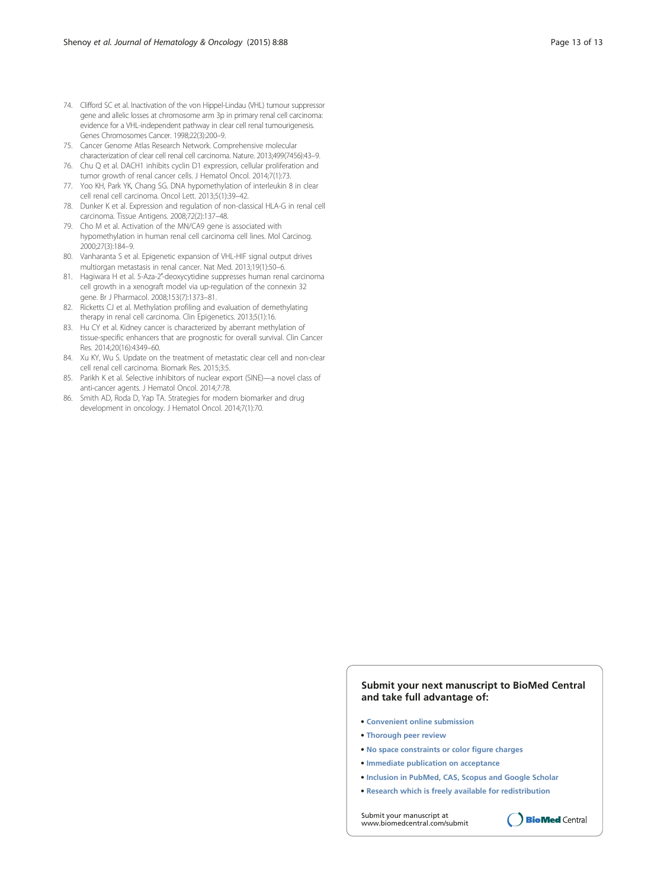74. Clifford SC et al. Inactivation of the von Hippel-Lindau (VHL) tumour suppressor gene and allelic losses at chromosome arm 3p in primary renal cell carcinoma: evidence for a VHL-independent pathway in clear cell renal tumourigenesis. Genes Chromosomes Cancer. 1998;22(3):200–9.
75. Cancer Genome Atlas Research Network. Comprehensive molecular characterization of clear cell renal cell carcinoma. Nature. 2013;499(7456):43–9.
76. Chu Q et al. DACH1 inhibits cyclin D1 expression, cellular proliferation and tumor growth of renal cancer cells. J Hematol Oncol. 2014;7(1):73.
77. Yoo KH, Park YK, Chang SG. DNA hypomethylation of interleukin 8 in clear cell renal cell carcinoma. Oncol Lett. 2013;5(1):39–42.
78. Dunker K et al. Expression and regulation of non-classical HLA-G in renal cell carcinoma. Tissue Antigens. 2008;72(2):137–48.
79. Cho M et al. Activation of the MN/CA9 gene is associated with hypomethylation in human renal cell carcinoma cell lines. Mol Carcinog. 2000;27(3):184–9.
80. Vanharanta S et al. Epigenetic expansion of VHL-HIF signal output drives multiorgan metastasis in renal cancer. Nat Med. 2013;19(1):50–6.
81. Hagiwara H et al. 5-Aza-2′-deoxycytidine suppresses human renal carcinoma cell growth in a xenograft model via up-regulation of the connexin 32 gene. Br J Pharmacol. 2008;153(7):1373–81.
82. Ricketts CJ et al. Methylation profiling and evaluation of demethylating therapy in renal cell carcinoma. Clin Epigenetics. 2013;5(1):16.
83. Hu CY et al. Kidney cancer is characterized by aberrant methylation of tissue-specific enhancers that are prognostic for overall survival. Clin Cancer Res. 2014;20(16):4349–60.
84. Xu KY, Wu S. Update on the treatment of metastatic clear cell and non-clear cell renal cell carcinoma. Biomark Res. 2015;3:5.
85. Parikh K et al. Selective inhibitors of nuclear export (SINE)—a novel class of anti-cancer agents. J Hematol Oncol. 2014;7:78.
86. Smith AD, Roda D, Yap TA. Strategies for modern biomarker and drug development in oncology. J Hematol Oncol. 2014;7(1):70.

**Submit your next manuscript to BioMed Central and take full advantage of:**

- **Convenient online submission**
- **Thorough peer review**
- **No space constraints or color figure charges**
- **Immediate publication on acceptance**
- **Inclusion in PubMed, CAS, Scopus and Google Scholar**
- **Research which is freely available for redistribution**

Submit your manuscript at
www.biomedcentral.com/submit

BioMed Central